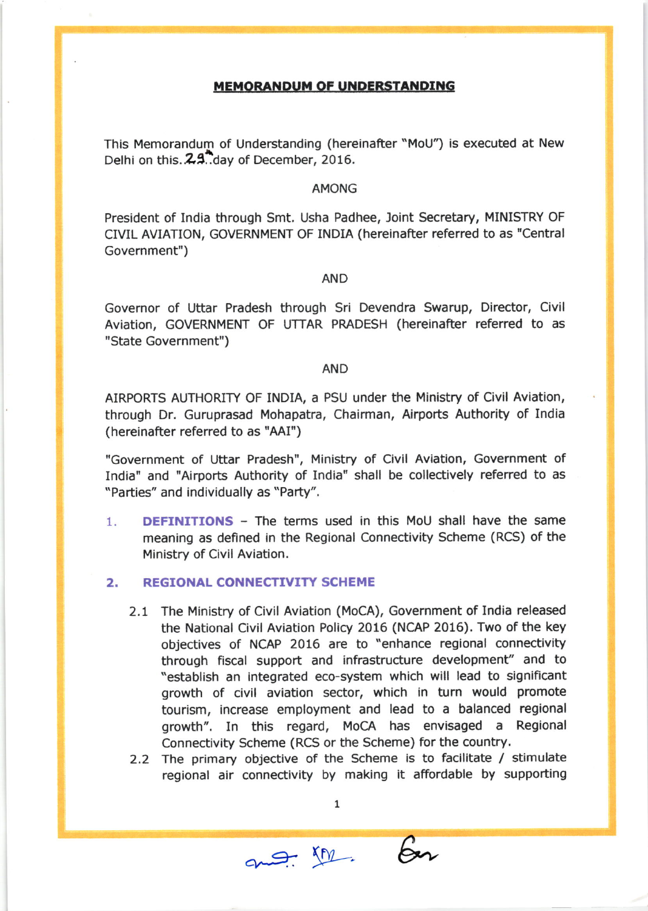## MEMORANDUM OF UNDERSTANDING

This Memorandum of Understanding (hereinafter "MoU") is executed at New Delhi on this 23rd day of December, 2016.

AMONG

President of India through Smt. Usha Padhee, Joint Secretary, MINISTRY OF CIVIL AVIATION, GOVERNMENT OF INDIA (hereinafter referred to as "Central Government")

AND

Governor of Uttar Pradesh through Sri Devendra Swarup, Director, Civil Aviation, GOVERNMENT OF UTTAR PRADESH (hereinafter referred to as "State Government")

AND

AIRPORTS AUTHORITY OF INDIA, a PSU under the Ministry of Civil Aviation, through Dr. Guruprasad Mohapatra, Chairman, Airports Authority of India (hereinafter referred to as "AAI")

"Government of Uttar Pradesh", Ministry of Civil Aviation, Government of India" and "Airports Authority of India" shall be collectively referred to as "Parties" and individually as "Party".

1. **DEFINITIONS** – The terms used in this MoU shall have the same meaning as defined in the Regional Connectivity Scheme (RCS) of the Ministry of Civil Aviation.

2. **REGIONAL CONNECTIVITY SCHEME**

   2.1 The Ministry of Civil Aviation (MoCA), Government of India released the National Civil Aviation Policy 2016 (NCAP 2016). Two of the key objectives of NCAP 2016 are to "enhance regional connectivity through fiscal support and infrastructure development" and to "establish an integrated eco-system which will lead to significant growth of civil aviation sector, which in turn would promote tourism, increase employment and lead to a balanced regional growth". In this regard, MoCA has envisaged a Regional Connectivity Scheme (RCS or the Scheme) for the country.

   2.2 The primary objective of the Scheme is to facilitate / stimulate regional air connectivity by making it affordable by supporting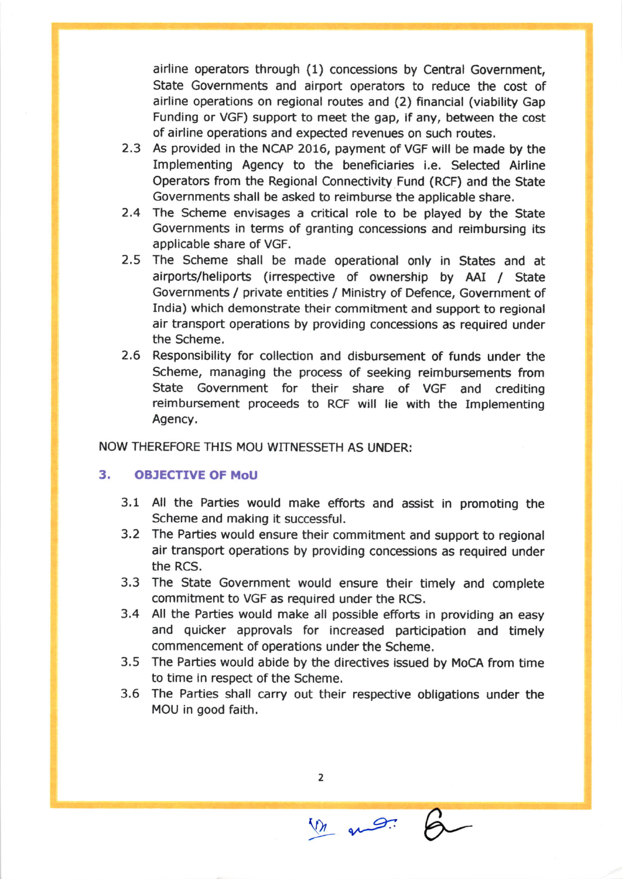airline operators through (1) concessions by Central Government, State Governments and airport operators to reduce the cost of airline operations on regional routes and (2) financial (viability Gap Funding or VGF) support to meet the gap, if any, between the cost of airline operations and expected revenues on such routes.

2.3 As provided in the NCAP 2016, payment of VGF will be made by the Implementing Agency to the beneficiaries i.e. Selected Airline Operators from the Regional Connectivity Fund (RCF) and the State Governments shall be asked to reimburse the applicable share.

2.4 The Scheme envisages a critical role to be played by the State Governments in terms of granting concessions and reimbursing its applicable share of VGF.

2.5 The Scheme shall be made operational only in States and at airports/heliports (irrespective of ownership by AAI / State Governments / private entities / Ministry of Defence, Government of India) which demonstrate their commitment and support to regional air transport operations by providing concessions as required under the Scheme.

2.6 Responsibility for collection and disbursement of funds under the Scheme, managing the process of seeking reimbursements from State Government for their share of VGF and crediting reimbursement proceeds to RCF will lie with the Implementing Agency.

NOW THEREFORE THIS MOU WITNESSETH AS UNDER:

## 3. OBJECTIVE OF MoU

3.1 All the Parties would make efforts and assist in promoting the Scheme and making it successful.

3.2 The Parties would ensure their commitment and support to regional air transport operations by providing concessions as required under the RCS.

3.3 The State Government would ensure their timely and complete commitment to VGF as required under the RCS.

3.4 All the Parties would make all possible efforts in providing an easy and quicker approvals for increased participation and timely commencement of operations under the Scheme.

3.5 The Parties would abide by the directives issued by MoCA from time to time in respect of the Scheme.

3.6 The Parties shall carry out their respective obligations under the MOU in good faith.